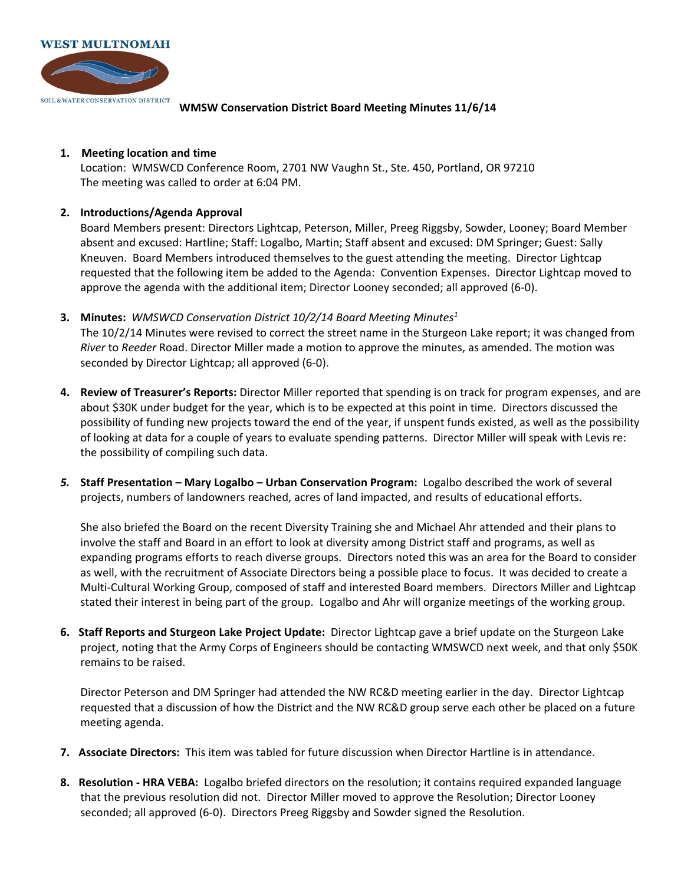**WEST MULTNOMAH**

SOIL & WATER CONSERVATION DISTRICT

# WMSW Conservation District Board Meeting Minutes 11/6/14

1. **Meeting location and time**
   Location: WMSWCD Conference Room, 2701 NW Vaughn St., Ste. 450, Portland, OR 97210
   The meeting was called to order at 6:04 PM.

2. **Introductions/Agenda Approval**
   Board Members present: Directors Lightcap, Peterson, Miller, Preeg Riggsby, Sowder, Looney; Board Member absent and excused: Hartline; Staff: Logalbo, Martin; Staff absent and excused: DM Springer; Guest: Sally Kneuven. Board Members introduced themselves to the guest attending the meeting. Director Lightcap requested that the following item be added to the Agenda: Convention Expenses. Director Lightcap moved to approve the agenda with the additional item; Director Looney seconded; all approved (6-0).

3. **Minutes:** *WMSWCD Conservation District 10/2/14 Board Meeting Minutes*[1]
   The 10/2/14 Minutes were revised to correct the street name in the Sturgeon Lake report; it was changed from *River* to *Reeder* Road. Director Miller made a motion to approve the minutes, as amended. The motion was seconded by Director Lightcap; all approved (6-0).

4. **Review of Treasurer's Reports:** Director Miller reported that spending is on track for program expenses, and are about $30K under budget for the year, which is to be expected at this point in time. Directors discussed the possibility of funding new projects toward the end of the year, if unspent funds existed, as well as the possibility of looking at data for a couple of years to evaluate spending patterns. Director Miller will speak with Levis re: the possibility of compiling such data.

5. **Staff Presentation – Mary Logalbo – Urban Conservation Program:** Logalbo described the work of several projects, numbers of landowners reached, acres of land impacted, and results of educational efforts.

   She also briefed the Board on the recent Diversity Training she and Michael Ahr attended and their plans to involve the staff and Board in an effort to look at diversity among District staff and programs, as well as expanding programs efforts to reach diverse groups. Directors noted this was an area for the Board to consider as well, with the recruitment of Associate Directors being a possible place to focus. It was decided to create a Multi-Cultural Working Group, composed of staff and interested Board members. Directors Miller and Lightcap stated their interest in being part of the group. Logalbo and Ahr will organize meetings of the working group.

6. **Staff Reports and Sturgeon Lake Project Update:** Director Lightcap gave a brief update on the Sturgeon Lake project, noting that the Army Corps of Engineers should be contacting WMSWCD next week, and that only $50K remains to be raised.

   Director Peterson and DM Springer had attended the NW RC&D meeting earlier in the day. Director Lightcap requested that a discussion of how the District and the NW RC&D group serve each other be placed on a future meeting agenda.

7. **Associate Directors:** This item was tabled for future discussion when Director Hartline is in attendance.

8. **Resolution - HRA VEBA:** Logalbo briefed directors on the resolution; it contains required expanded language that the previous resolution did not. Director Miller moved to approve the Resolution; Director Looney seconded; all approved (6-0). Directors Preeg Riggsby and Sowder signed the Resolution.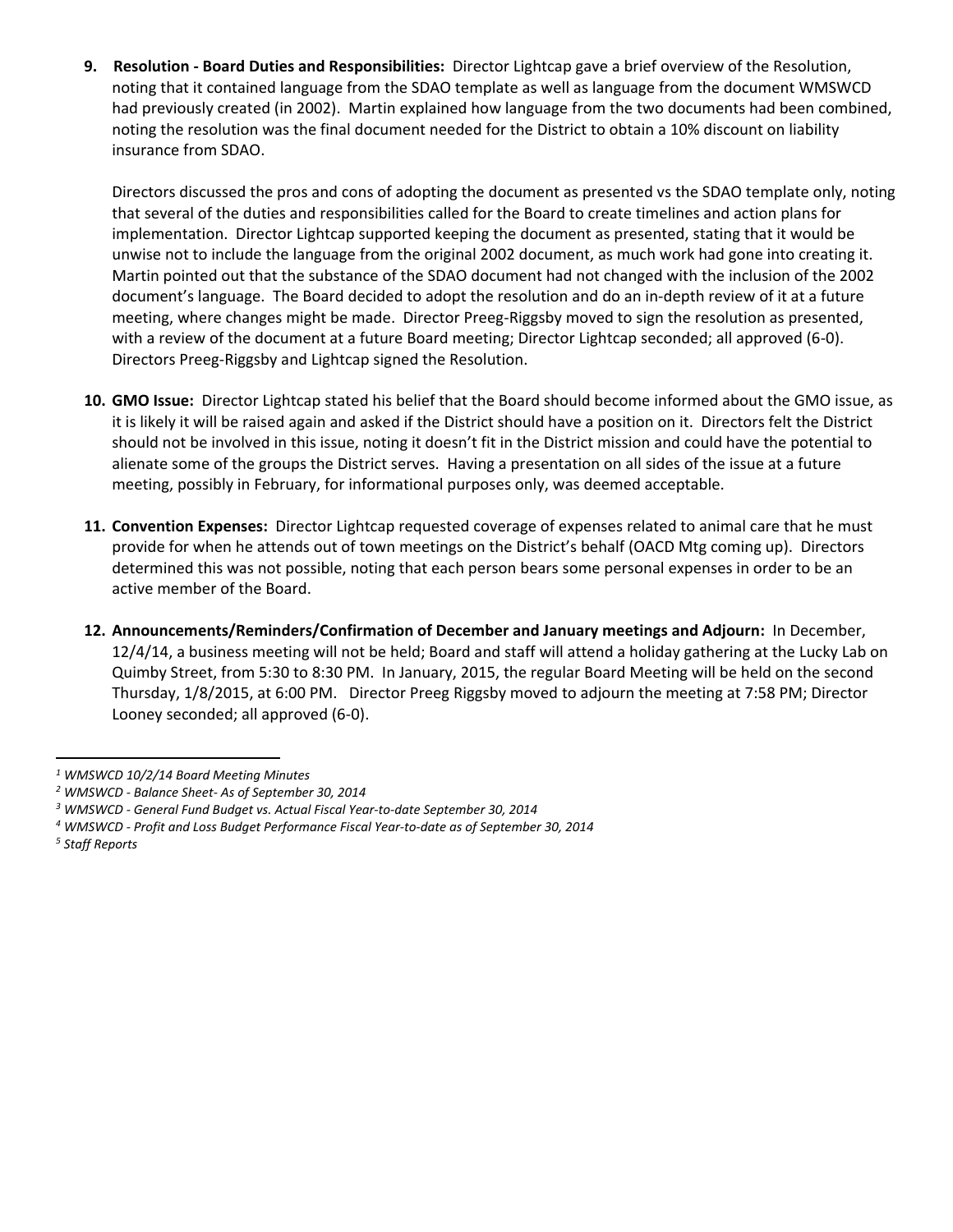9. **Resolution - Board Duties and Responsibilities:** Director Lightcap gave a brief overview of the Resolution, noting that it contained language from the SDAO template as well as language from the document WMSWCD had previously created (in 2002). Martin explained how language from the two documents had been combined, noting the resolution was the final document needed for the District to obtain a 10% discount on liability insurance from SDAO.

   Directors discussed the pros and cons of adopting the document as presented vs the SDAO template only, noting that several of the duties and responsibilities called for the Board to create timelines and action plans for implementation. Director Lightcap supported keeping the document as presented, stating that it would be unwise not to include the language from the original 2002 document, as much work had gone into creating it. Martin pointed out that the substance of the SDAO document had not changed with the inclusion of the 2002 document's language. The Board decided to adopt the resolution and do an in-depth review of it at a future meeting, where changes might be made. Director Preeg-Riggsby moved to sign the resolution as presented, with a review of the document at a future Board meeting; Director Lightcap seconded; all approved (6-0). Directors Preeg-Riggsby and Lightcap signed the Resolution.

10. **GMO Issue:** Director Lightcap stated his belief that the Board should become informed about the GMO issue, as it is likely it will be raised again and asked if the District should have a position on it. Directors felt the District should not be involved in this issue, noting it doesn't fit in the District mission and could have the potential to alienate some of the groups the District serves. Having a presentation on all sides of the issue at a future meeting, possibly in February, for informational purposes only, was deemed acceptable.

11. **Convention Expenses:** Director Lightcap requested coverage of expenses related to animal care that he must provide for when he attends out of town meetings on the District's behalf (OACD Mtg coming up). Directors determined this was not possible, noting that each person bears some personal expenses in order to be an active member of the Board.

12. **Announcements/Reminders/Confirmation of December and January meetings and Adjourn:** In December, 12/4/14, a business meeting will not be held; Board and staff will attend a holiday gathering at the Lucky Lab on Quimby Street, from 5:30 to 8:30 PM. In January, 2015, the regular Board Meeting will be held on the second Thursday, 1/8/2015, at 6:00 PM. Director Preeg Riggsby moved to adjourn the meeting at 7:58 PM; Director Looney seconded; all approved (6-0).

---

[1] *WMSWCD 10/2/14 Board Meeting Minutes*

[2] *WMSWCD - Balance Sheet- As of September 30, 2014*

[3] *WMSWCD - General Fund Budget vs. Actual Fiscal Year-to-date September 30, 2014*

[4] *WMSWCD - Profit and Loss Budget Performance Fiscal Year-to-date as of September 30, 2014*

[5] *Staff Reports*